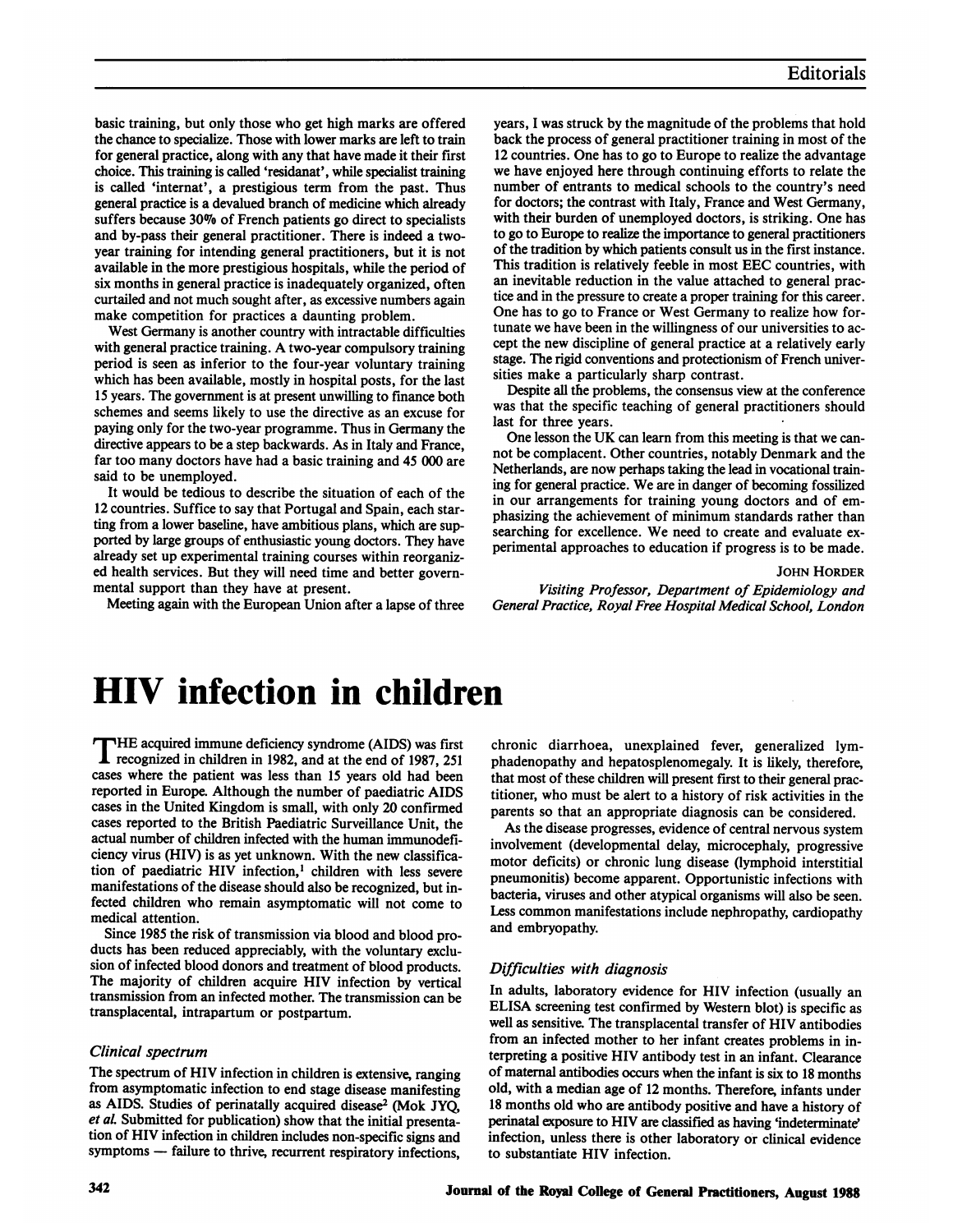basic training, but only those who get high marks are offered the chance to specialize. Those with lower marks are left to train for general practice, along with any that have made it their first choice. This training is called 'residanat', while specialist training is called 'internat', a prestigious term from the past. Thus general practice is a devalued branch of medicine which already suffers because 30% of French patients go direct to specialists and by-pass their general practitioner. There is indeed a two-year training for intending general practitioners, but it is not available in the more prestigious hospitals, while the period of six months in general practice is inadequately organized, often curtailed and not much sought after, as excessive numbers again make competition for practices a daunting problem.

West Germany is another country with intractable difficulties with general practice training. A two-year compulsory training period is seen as inferior to the four-year voluntary training which has been available, mostly in hospital posts, for the last 15 years. The government is at present unwilling to finance both schemes and seems likely to use the directive as an excuse for paying only for the two-year programme. Thus in Germany the directive appears to be a step backwards. As in Italy and France, far too many doctors have had a basic training and 45 000 are said to be unemployed.

It would be tedious to describe the situation of each of the 12 countries. Suffice to say that Portugal and Spain, each starting from a lower baseline, have ambitious plans, which are supported by large groups of enthusiastic young doctors. They have already set up experimental training courses within reorganized health services. But they will need time and better governmental support than they have at present.

Meeting again with the European Union after a lapse of three years, I was struck by the magnitude of the problems that hold back the process of general practitioner training in most of the 12 countries. One has to go to Europe to realize the advantage we have enjoyed here through continuing efforts to relate the number of entrants to medical schools to the country's need for doctors; the contrast with Italy, France and West Germany, with their burden of unemployed doctors, is striking. One has to go to Europe to realize the importance to general practitioners of the tradition by which patients consult us in the first instance. This tradition is relatively feeble in most EEC countries, with an inevitable reduction in the value attached to general practice and in the pressure to create a proper training for this career. One has to go to France or West Germany to realize how fortunate we have been in the willingness of our universities to accept the new discipline of general practice at a relatively early stage. The rigid conventions and protectionism of French universities make a particularly sharp contrast.

Despite all the problems, the consensus view at the conference was that the specific teaching of general practitioners should last for three years.

One lesson the UK can learn from this meeting is that we cannot be complacent. Other countries, notably Denmark and the Netherlands, are now perhaps taking the lead in vocational training for general practice. We are in danger of becoming fossilized in our arrangements for training young doctors and of emphasizing the achievement of minimum standards rather than searching for excellence. We need to create and evaluate experimental approaches to education if progress is to be made.

JOHN HORDER

*Visiting Professor, Department of Epidemiology and General Practice, Royal Free Hospital Medical School, London*

# HIV infection in children

THE acquired immune deficiency syndrome (AIDS) was first recognized in children in 1982, and at the end of 1987, 251 cases where the patient was less than 15 years old had been reported in Europe. Although the number of paediatric AIDS cases in the United Kingdom is small, with only 20 confirmed cases reported to the British Paediatric Surveillance Unit, the actual number of children infected with the human immunodeficiency virus (HIV) is as yet unknown. With the new classification of paediatric HIV infection,[1] children with less severe manifestations of the disease should also be recognized, but infected children who remain asymptomatic will not come to medical attention.

Since 1985 the risk of transmission via blood and blood products has been reduced appreciably, with the voluntary exclusion of infected blood donors and treatment of blood products. The majority of children acquire HIV infection by vertical transmission from an infected mother. The transmission can be transplacental, intrapartum or postpartum.

### *Clinical spectrum*

The spectrum of HIV infection in children is extensive, ranging from asymptomatic infection to end stage disease manifesting as AIDS. Studies of perinatally acquired disease[2] (Mok JYQ, *et al.* Submitted for publication) show that the initial presentation of HIV infection in children includes non-specific signs and symptoms — failure to thrive, recurrent respiratory infections, chronic diarrhoea, unexplained fever, generalized lymphadenopathy and hepatosplenomegaly. It is likely, therefore, that most of these children will present first to their general practitioner, who must be alert to a history of risk activities in the parents so that an appropriate diagnosis can be considered.

As the disease progresses, evidence of central nervous system involvement (developmental delay, microcephaly, progressive motor deficits) or chronic lung disease (lymphoid interstitial pneumonitis) become apparent. Opportunistic infections with bacteria, viruses and other atypical organisms will also be seen. Less common manifestations include nephropathy, cardiopathy and embryopathy.

### *Difficulties with diagnosis*

In adults, laboratory evidence for HIV infection (usually an ELISA screening test confirmed by Western blot) is specific as well as sensitive. The transplacental transfer of HIV antibodies from an infected mother to her infant creates problems in interpreting a positive HIV antibody test in an infant. Clearance of maternal antibodies occurs when the infant is six to 18 months old, with a median age of 12 months. Therefore, infants under 18 months old who are antibody positive and have a history of perinatal exposure to HIV are classified as having 'indeterminate' infection, unless there is other laboratory or clinical evidence to substantiate HIV infection.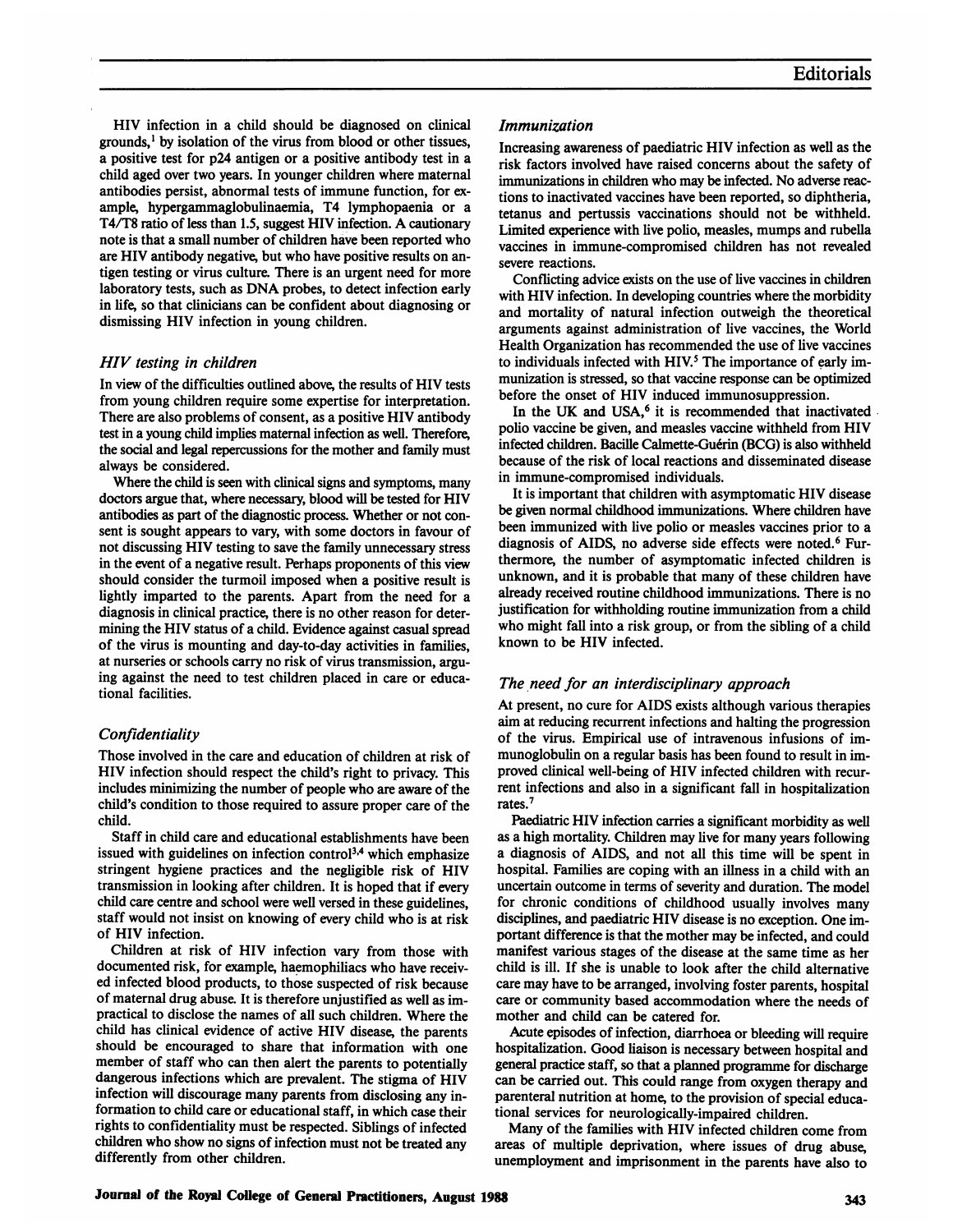HIV infection in a child should be diagnosed on clinical grounds,[1] by isolation of the virus from blood or other tissues, a positive test for p24 antigen or a positive antibody test in a child aged over two years. In younger children where maternal antibodies persist, abnormal tests of immune function, for example, hypergammaglobulinaemia, T4 lymphopaenia or a T4/T8 ratio of less than 1.5, suggest HIV infection. A cautionary note is that a small number of children have been reported who are HIV antibody negative, but who have positive results on antigen testing or virus culture. There is an urgent need for more laboratory tests, such as DNA probes, to detect infection early in life, so that clinicians can be confident about diagnosing or dismissing HIV infection in young children.

### *HIV testing in children*

In view of the difficulties outlined above, the results of HIV tests from young children require some expertise for interpretation. There are also problems of consent, as a positive HIV antibody test in a young child implies maternal infection as well. Therefore, the social and legal repercussions for the mother and family must always be considered.

Where the child is seen with clinical signs and symptoms, many doctors argue that, where necessary, blood will be tested for HIV antibodies as part of the diagnostic process. Whether or not consent is sought appears to vary, with some doctors in favour of not discussing HIV testing to save the family unnecessary stress in the event of a negative result. Perhaps proponents of this view should consider the turmoil imposed when a positive result is lightly imparted to the parents. Apart from the need for a diagnosis in clinical practice, there is no other reason for determining the HIV status of a child. Evidence against casual spread of the virus is mounting and day-to-day activities in families, at nurseries or schools carry no risk of virus transmission, arguing against the need to test children placed in care or educational facilities.

### *Confidentiality*

Those involved in the care and education of children at risk of HIV infection should respect the child's right to privacy. This includes minimizing the number of people who are aware of the child's condition to those required to assure proper care of the child.

Staff in child care and educational establishments have been issued with guidelines on infection control[3,4] which emphasize stringent hygiene practices and the negligible risk of HIV transmission in looking after children. It is hoped that if every child care centre and school were well versed in these guidelines, staff would not insist on knowing of every child who is at risk of HIV infection.

Children at risk of HIV infection vary from those with documented risk, for example, haemophiliacs who have received infected blood products, to those suspected of risk because of maternal drug abuse. It is therefore unjustified as well as impractical to disclose the names of all such children. Where the child has clinical evidence of active HIV disease, the parents should be encouraged to share that information with one member of staff who can then alert the parents to potentially dangerous infections which are prevalent. The stigma of HIV infection will discourage many parents from disclosing any information to child care or educational staff, in which case their rights to confidentiality must be respected. Siblings of infected children who show no signs of infection must not be treated any differently from other children.

### *Immunization*

Increasing awareness of paediatric HIV infection as well as the risk factors involved have raised concerns about the safety of immunizations in children who may be infected. No adverse reactions to inactivated vaccines have been reported, so diphtheria, tetanus and pertussis vaccinations should not be withheld. Limited experience with live polio, measles, mumps and rubella vaccines in immune-compromised children has not revealed severe reactions.

Conflicting advice exists on the use of live vaccines in children with HIV infection. In developing countries where the morbidity and mortality of natural infection outweigh the theoretical arguments against administration of live vaccines, the World Health Organization has recommended the use of live vaccines to individuals infected with HIV.[5] The importance of early immunization is stressed, so that vaccine response can be optimized before the onset of HIV induced immunosuppression.

In the UK and USA,[6] it is recommended that inactivated polio vaccine be given, and measles vaccine withheld from HIV infected children. Bacille Calmette-Guérin (BCG) is also withheld because of the risk of local reactions and disseminated disease in immune-compromised individuals.

It is important that children with asymptomatic HIV disease be given normal childhood immunizations. Where children have been immunized with live polio or measles vaccines prior to a diagnosis of AIDS, no adverse side effects were noted.[6] Furthermore, the number of asymptomatic infected children is unknown, and it is probable that many of these children have already received routine childhood immunizations. There is no justification for withholding routine immunization from a child who might fall into a risk group, or from the sibling of a child known to be HIV infected.

### *The need for an interdisciplinary approach*

At present, no cure for AIDS exists although various therapies aim at reducing recurrent infections and halting the progression of the virus. Empirical use of intravenous infusions of immunoglobulin on a regular basis has been found to result in improved clinical well-being of HIV infected children with recurrent infections and also in a significant fall in hospitalization rates.[7]

Paediatric HIV infection carries a significant morbidity as well as a high mortality. Children may live for many years following a diagnosis of AIDS, and not all this time will be spent in hospital. Families are coping with an illness in a child with an uncertain outcome in terms of severity and duration. The model for chronic conditions of childhood usually involves many disciplines, and paediatric HIV disease is no exception. One important difference is that the mother may be infected, and could manifest various stages of the disease at the same time as her child is ill. If she is unable to look after the child alternative care may have to be arranged, involving foster parents, hospital care or community based accommodation where the needs of mother and child can be catered for.

Acute episodes of infection, diarrhoea or bleeding will require hospitalization. Good liaison is necessary between hospital and general practice staff, so that a planned programme for discharge can be carried out. This could range from oxygen therapy and parenteral nutrition at home, to the provision of special educational services for neurologically-impaired children.

Many of the families with HIV infected children come from areas of multiple deprivation, where issues of drug abuse, unemployment and imprisonment in the parents have also to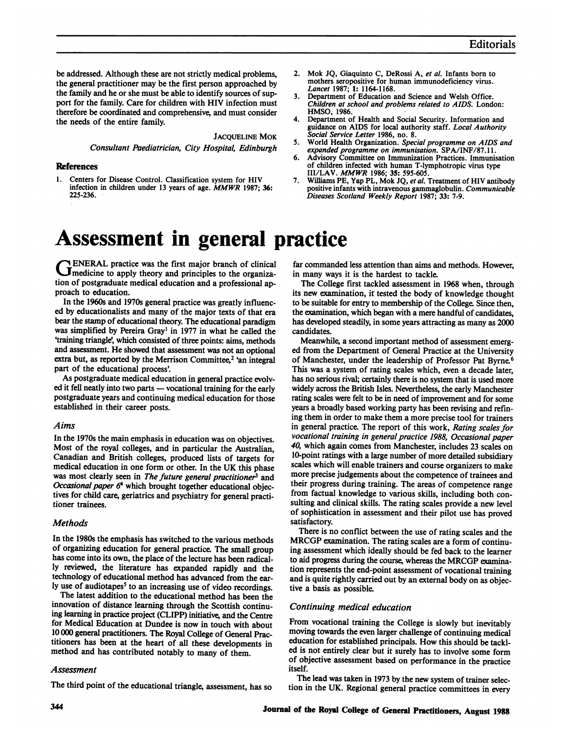be addressed. Although these are not strictly medical problems, the general practitioner may be the first person approached by the family and he or she must be able to identify sources of support for the family. Care for children with HIV infection must therefore be coordinated and comprehensive, and must consider the needs of the entire family.

JACQUELINE MOK

*Consultant Paediatrician, City Hospital, Edinburgh*

## References

1. Centers for Disease Control. Classification system for HIV infection in children under 13 years of age. *MMWR* 1987; **36:** 225-236.
2. Mok JQ, Giaquinto C, DeRossi A, *et al.* Infants born to mothers seropositive for human immunodeficiency virus. *Lancet* 1987; **1:** 1164-1168.
3. Department of Education and Science and Welsh Office. *Children at school and problems related to AIDS.* London: HMSO, 1986.
4. Department of Health and Social Security. Information and guidance on AIDS for local authority staff. *Local Authority Social Service Letter* 1986, no. 8.
5. World Health Organization. *Special programme on AIDS and expanded programme on immunisation.* SPA/INF/87.11.
6. Advisory Committee on Immunization Practices. Immunisation of children infected with human T-lymphotropic virus type III/LAV. *MMWR* 1986; **35:** 595-605.
7. Williams PE, Yap PL, Mok JQ, *et al.* Treatment of HIV antibody positive infants with intravenous gammaglobulin. *Communicable Diseases Scotland Weekly Report* 1987; **33:** 7-9.

# Assessment in general practice

GENERAL practice was the first major branch of clinical medicine to apply theory and principles to the organization of postgraduate medical education and a professional approach to education.

In the 1960s and 1970s general practice was greatly influenced by educationalists and many of the major texts of that era bear the stamp of educational theory. The educational paradigm was simplified by Pereira Gray[1] in 1977 in what he called the 'training triangle', which consisted of three points: aims, methods and assessment. He showed that assessment was not an optional extra but, as reported by the Merrison Committee,[2] 'an integral part of the educational process'.

As postgraduate medical education in general practice evolved it fell neatly into two parts — vocational training for the early postgraduate years and continuing medical education for those established in their career posts.

### *Aims*

In the 1970s the main emphasis in education was on objectives. Most of the royal colleges, and in particular the Australian, Canadian and British colleges, produced lists of targets for medical education in one form or other. In the UK this phase was most clearly seen in *The future general practitioner*[3] and *Occasional paper 6*[4] which brought together educational objectives for child care, geriatrics and psychiatry for general practitioner trainees.

### *Methods*

In the 1980s the emphasis has switched to the various methods of organizing education for general practice. The small group has come into its own, the place of the lecture has been radically reviewed, the literature has expanded rapidly and the technology of educational method has advanced from the early use of audiotapes[5] to an increasing use of video recordings.

The latest addition to the educational method has been the innovation of distance learning through the Scottish continuing learning in practice project (CLIPP) initiative, and the Centre for Medical Education at Dundee is now in touch with about 10 000 general practitioners. The Royal College of General Practitioners has been at the heart of all these developments in method and has contributed notably to many of them.

### *Assessment*

The third point of the educational triangle, assessment, has so far commanded less attention than aims and methods. However, in many ways it is the hardest to tackle.

The College first tackled assessment in 1968 when, through its new examination, it tested the body of knowledge thought to be suitable for entry to membership of the College. Since then, the examination, which began with a mere handful of candidates, has developed steadily, in some years attracting as many as 2000 candidates.

Meanwhile, a second important method of assessment emerged from the Department of General Practice at the University of Manchester, under the leadership of Professor Pat Byrne.[6] This was a system of rating scales which, even a decade later, has no serious rival; certainly there is no system that is used more widely across the British Isles. Nevertheless, the early Manchester rating scales were felt to be in need of improvement and for some years a broadly based working party has been revising and refining them in order to make them a more precise tool for trainers in general practice. The report of this work, *Rating scales for vocational training in general practice 1988, Occasional paper 40,* which again comes from Manchester, includes 23 scales on 10-point ratings with a large number of more detailed subsidiary scales which will enable trainers and course organizers to make more precise judgements about the competence of trainees and their progress during training. The areas of competence range from factual knowledge to various skills, including both consulting and clinical skills. The rating scales provide a new level of sophistication in assessment and their pilot use has proved satisfactory.

There is no conflict between the use of rating scales and the MRCGP examination. The rating scales are a form of continuing assessment which ideally should be fed back to the learner to aid progress during the course, whereas the MRCGP examination represents the end-point assessment of vocational training and is quite rightly carried out by an external body on as objective a basis as possible.

### *Continuing medical education*

From vocational training the College is slowly but inevitably moving towards the even larger challenge of continuing medical education for established principals. How this should be tackled is not entirely clear but it surely has to involve some form of objective assessment based on performance in the practice itself.

The lead was taken in 1973 by the new system of trainer selection in the UK. Regional general practice committees in every